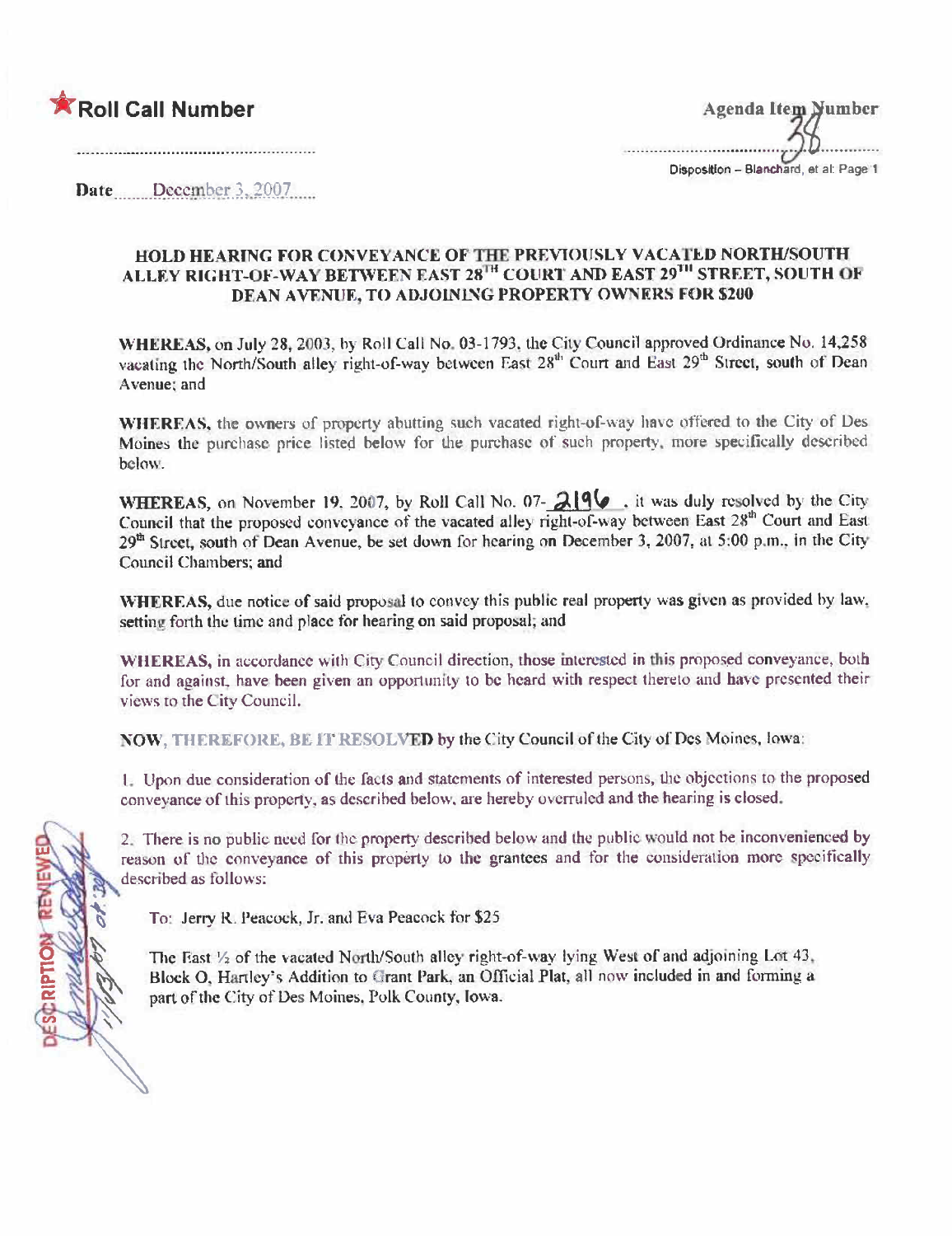★**Roll Call Number**

Agenda Item Number 38

Disposition – Blanchard, et al: Page 1

Date December 3, 2007

**HOLD HEARING FOR CONVEYANCE OF THE PREVIOUSLY VACATED NORTH/SOUTH ALLEY RIGHT-OF-WAY BETWEEN EAST 28TH COURT AND EAST 29TH STREET, SOUTH OF DEAN AVENUE, TO ADJOINING PROPERTY OWNERS FOR $200**

**WHEREAS,** on July 28, 2003, by Roll Call No. 03-1793, the City Council approved Ordinance No. 14,258 vacating the North/South alley right-of-way between East 28th Court and East 29th Street, south of Dean Avenue; and

**WHEREAS,** the owners of property abutting such vacated right-of-way have offered to the City of Des Moines the purchase price listed below for the purchase of such property, more specifically described below.

**WHEREAS,** on November 19, 2007, by Roll Call No. 07-2196, it was duly resolved by the City Council that the proposed conveyance of the vacated alley right-of-way between East 28th Court and East 29th Street, south of Dean Avenue, be set down for hearing on December 3, 2007, at 5:00 p.m., in the City Council Chambers; and

**WHEREAS,** due notice of said proposal to convey this public real property was given as provided by law, setting forth the time and place for hearing on said proposal; and

**WHEREAS,** in accordance with City Council direction, those interested in this proposed conveyance, both for and against, have been given an opportunity to be heard with respect thereto and have presented their views to the City Council.

**NOW, THEREFORE, BE IT RESOLVED** by the City Council of the City of Des Moines, Iowa:

1. Upon due consideration of the facts and statements of interested persons, the objections to the proposed conveyance of this property, as described below, are hereby overruled and the hearing is closed.

2. There is no public need for the property described below and the public would not be inconvenienced by reason of the conveyance of this property to the grantees and for the consideration more specifically described as follows:

To: Jerry R. Peacock, Jr. and Eva Peacock for $25

The East ½ of the vacated North/South alley right-of-way lying West of and adjoining Lot 43, Block O, Hartley's Addition to Grant Park, an Official Plat, all now included in and forming a part of the City of Des Moines, Polk County, Iowa.

DESCRIPTION REVIEWED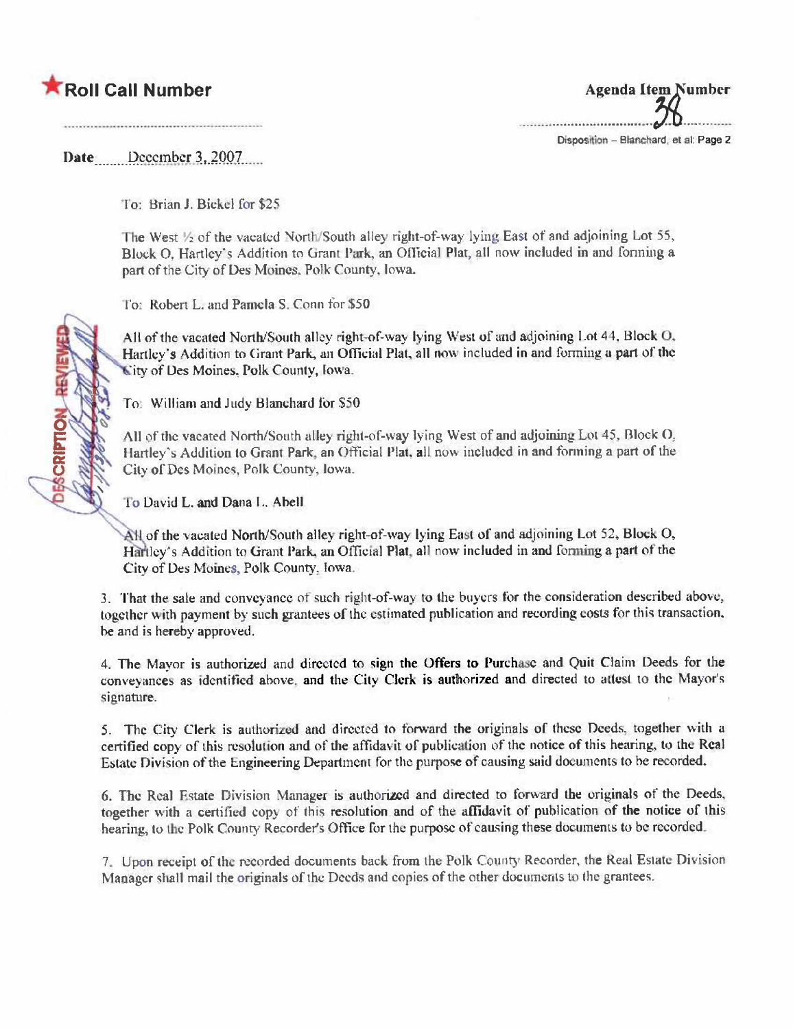★**Roll Call Number**

**Agenda Item Number**
38

Disposition – Blanchard, et al: Page 2

**Date** December 3, 2007

To: Brian J. Bickel for $25

The West ½ of the vacated North/South alley right-of-way lying East of and adjoining Lot 55, Block O, Hartley's Addition to Grant Park, an Official Plat, all now included in and forming a part of the City of Des Moines, Polk County, Iowa.

To: Robert L. and Pamela S. Conn for $50

All of the vacated North/South alley right-of-way lying West of and adjoining Lot 44, Block O, Hartley's Addition to Grant Park, an Official Plat, all now included in and forming a part of the City of Des Moines, Polk County, Iowa.

To: William and Judy Blanchard for $50

All of the vacated North/South alley right-of-way lying West of and adjoining Lot 45, Block O, Hartley's Addition to Grant Park, an Official Plat, all now included in and forming a part of the City of Des Moines, Polk County, Iowa.

To David L. and Dana L. Abell

All of the vacated North/South alley right-of-way lying East of and adjoining Lot 52, Block O, Hartley's Addition to Grant Park, an Official Plat, all now included in and forming a part of the City of Des Moines, Polk County, Iowa.

3. That the sale and conveyance of such right-of-way to the buyers for the consideration described above, together with payment by such grantees of the estimated publication and recording costs for this transaction, be and is hereby approved.

4. The Mayor is authorized and directed to sign the Offers to Purchase and Quit Claim Deeds for the conveyances as identified above, and the City Clerk is authorized and directed to attest to the Mayor's signature.

5. The City Clerk is authorized and directed to forward the originals of these Deeds, together with a certified copy of this resolution and of the affidavit of publication of the notice of this hearing, to the Real Estate Division of the Engineering Department for the purpose of causing said documents to be recorded.

6. The Real Estate Division Manager is authorized and directed to forward the originals of the Deeds, together with a certified copy of this resolution and of the affidavit of publication of the notice of this hearing, to the Polk County Recorder's Office for the purpose of causing these documents to be recorded.

7. Upon receipt of the recorded documents back from the Polk County Recorder, the Real Estate Division Manager shall mail the originals of the Deeds and copies of the other documents to the grantees.

DESCRIPTION REVIEWED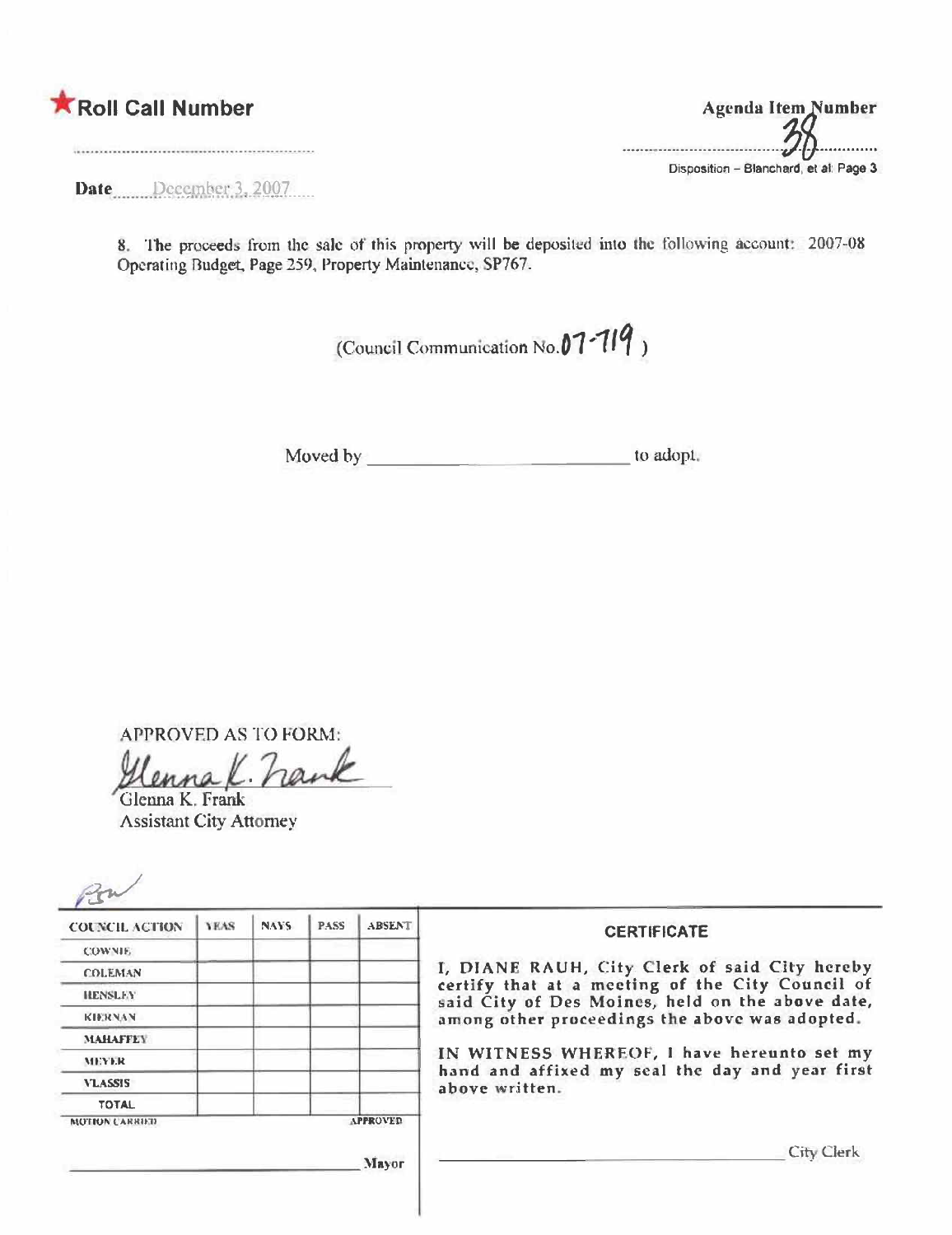★Roll Call Number

Agenda Item Number 38

Disposition – Blanchard, et al: Page 3

Date December 3, 2007

8. The proceeds from the sale of this property will be deposited into the following account: 2007-08 Operating Budget, Page 259, Property Maintenance, SP767.

(Council Communication No. 07-719)

Moved by ______________________ to adopt.

APPROVED AS TO FORM:

Glenna K. Frank
Glenna K. Frank
Assistant City Attorney

| COUNCIL ACTION | YEAS | NAYS | PASS | ABSENT |
|---|---|---|---|---|
| COWNIE | | | | |
| COLEMAN | | | | |
| HENSLEY | | | | |
| KIERNAN | | | | |
| MAHAFFEY | | | | |
| MEYER | | | | |
| VLASSIS | | | | |
| TOTAL | | | | |

MOTION CARRIED APPROVED

______________________ Mayor

**CERTIFICATE**

I, DIANE RAUH, City Clerk of said City hereby certify that at a meeting of the City Council of said City of Des Moines, held on the above date, among other proceedings the above was adopted.

IN WITNESS WHEREOF, I have hereunto set my hand and affixed my seal the day and year first above written.

______________________ City Clerk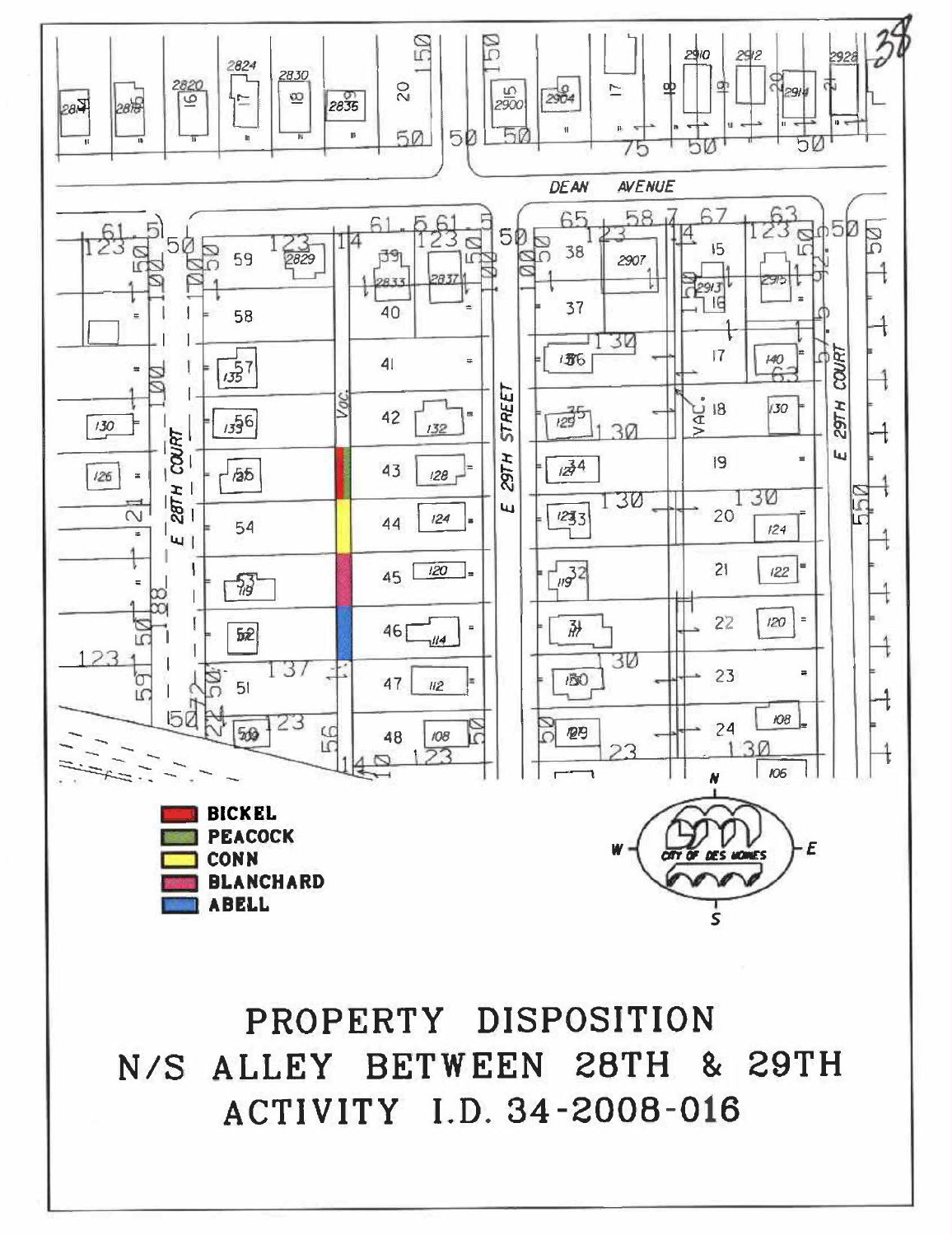DEAN AVENUE

E 28TH COURT

E 29TH STREET

E 29TH COURT

BICKEL
PEACOCK
CONN
BLANCHARD
ABELL

N
W
E
S
CITY OF DES MOINES

# PROPERTY DISPOSITION
# N/S ALLEY BETWEEN 28TH & 29TH
# ACTIVITY I.D. 34-2008-016